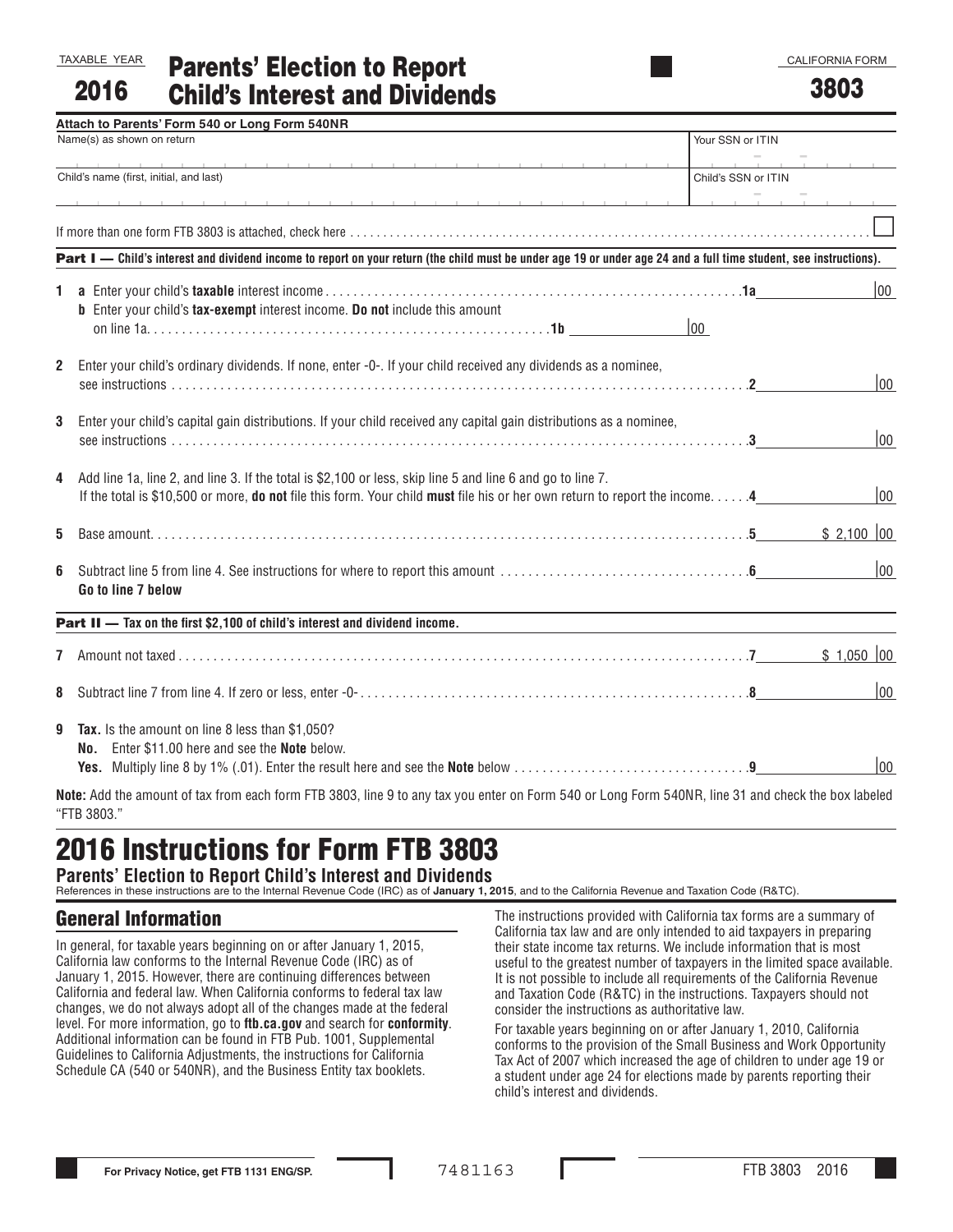TAXABLE YEAR

**2016**

# Parents' Election to Report Child's Interest and Dividends

CALIFORNIA FORM

**3803**

**Attach to Parents' Form 540 or Long Form 540NR**

| Name(s) as shown on return | Your SSN or ITIN |
|---|---|
| Child's name (first, initial, and last) | Child's SSN or ITIN |

If more than one form FTB 3803 is attached, check here . . . . . . . . . . . . . . . . . . . . . . . . . . . . . . . . . . . . . . . . . . . . . . . . . . . . . . . . . . . . . . . . . . . . . . . . ☐

**Part I — Child's interest and dividend income to report on your return (the child must be under age 19 or under age 24 and a full time student, see instructions).**

| | | | |
|---|---|---|---|
| **1** | **a** Enter your child's **taxable** interest income . . . . . . . . . . . . . . . . . . . . . . . . . . . . . . . . . . . . . . . . . . . . . . . . . . . . . . . . | **1a** | 00 |
| | **b** Enter your child's **tax-exempt** interest income. **Do not** include this amount on line 1a. . . . . . . . . . . . . . . . . . . . . . . . . . . . . . . . . . . . . . . . . . . . . . . . . . . . . . . . . . **1b** ______ 00 | | |
| **2** | Enter your child's ordinary dividends. If none, enter -0-. If your child received any dividends as a nominee, see instructions . . . . . . . . . . . . . . . . . . . . . . . . . . . . . . . . . . . . . . . . . . . . . . . . . . . . . . . . . . . . . . . . . . . . . . . . . . . . . . . . . . . . . . . . . | **2** | 00 |
| **3** | Enter your child's capital gain distributions. If your child received any capital gain distributions as a nominee, see instructions . . . . . . . . . . . . . . . . . . . . . . . . . . . . . . . . . . . . . . . . . . . . . . . . . . . . . . . . . . . . . . . . . . . . . . . . . . . . . . . . . . . . . . . . . | **3** | 00 |
| **4** | Add line 1a, line 2, and line 3. If the total is $2,100 or less, skip line 5 and line 6 and go to line 7. If the total is $10,500 or more, **do not** file this form. Your child **must** file his or her own return to report the income. . . . . . | **4** | 00 |
| **5** | Base amount. . . . . . . . . . . . . . . . . . . . . . . . . . . . . . . . . . . . . . . . . . . . . . . . . . . . . . . . . . . . . . . . . . . . . . . . . . . . . . . . . . . . . . . . . . . . . . . . . . | **5** | $ 2,100 00 |
| **6** | Subtract line 5 from line 4. See instructions for where to report this amount . . . . . . . . . . . . . . . . . . . . . . . . . . . . . . . . . . . . **Go to line 7 below** | **6** | 00 |

**Part II — Tax on the first $2,100 of child's interest and dividend income.**

| | | | |
|---|---|---|---|
| **7** | Amount not taxed . . . . . . . . . . . . . . . . . . . . . . . . . . . . . . . . . . . . . . . . . . . . . . . . . . . . . . . . . . . . . . . . . . . . . . . . . . . . . . . . . . . . . . . . . . . . . . . . | **7** | $ 1,050 00 |
| **8** | Subtract line 7 from line 4. If zero or less, enter -0- . . . . . . . . . . . . . . . . . . . . . . . . . . . . . . . . . . . . . . . . . . . . . . . . . . . . . . . . . . . . . . . . | **8** | 00 |
| **9** | **Tax.** Is the amount on line 8 less than $1,050? **No.** Enter $11.00 here and see the **Note** below. **Yes.** Multiply line 8 by 1% (.01). Enter the result here and see the **Note** below . . . . . . . . . . . . . . . . . . . . . . . . . . . . . . . . . . . . . | **9** | 00 |

**Note:** Add the amount of tax from each form FTB 3803, line 9 to any tax you enter on Form 540 or Long Form 540NR, line 31 and check the box labeled "FTB 3803."

# 2016 Instructions for Form FTB 3803

### Parents' Election to Report Child's Interest and Dividends

References in these instructions are to the Internal Revenue Code (IRC) as of **January 1, 2015**, and to the California Revenue and Taxation Code (R&TC).

## General Information

In general, for taxable years beginning on or after January 1, 2015, California law conforms to the Internal Revenue Code (IRC) as of January 1, 2015. However, there are continuing differences between California and federal law. When California conforms to federal tax law changes, we do not always adopt all of the changes made at the federal level. For more information, go to **ftb.ca.gov** and search for **conformity**. Additional information can be found in FTB Pub. 1001, Supplemental Guidelines to California Adjustments, the instructions for California Schedule CA (540 or 540NR), and the Business Entity tax booklets.

The instructions provided with California tax forms are a summary of California tax law and are only intended to aid taxpayers in preparing their state income tax returns. We include information that is most useful to the greatest number of taxpayers in the limited space available. It is not possible to include all requirements of the California Revenue and Taxation Code (R&TC) in the instructions. Taxpayers should not consider the instructions as authoritative law.

For taxable years beginning on or after January 1, 2010, California conforms to the provision of the Small Business and Work Opportunity Tax Act of 2007 which increased the age of children to under age 19 or a student under age 24 for elections made by parents reporting their child's interest and dividends.

For Privacy Notice, get FTB 1131 ENG/SP.

7481163

FTB 3803 2016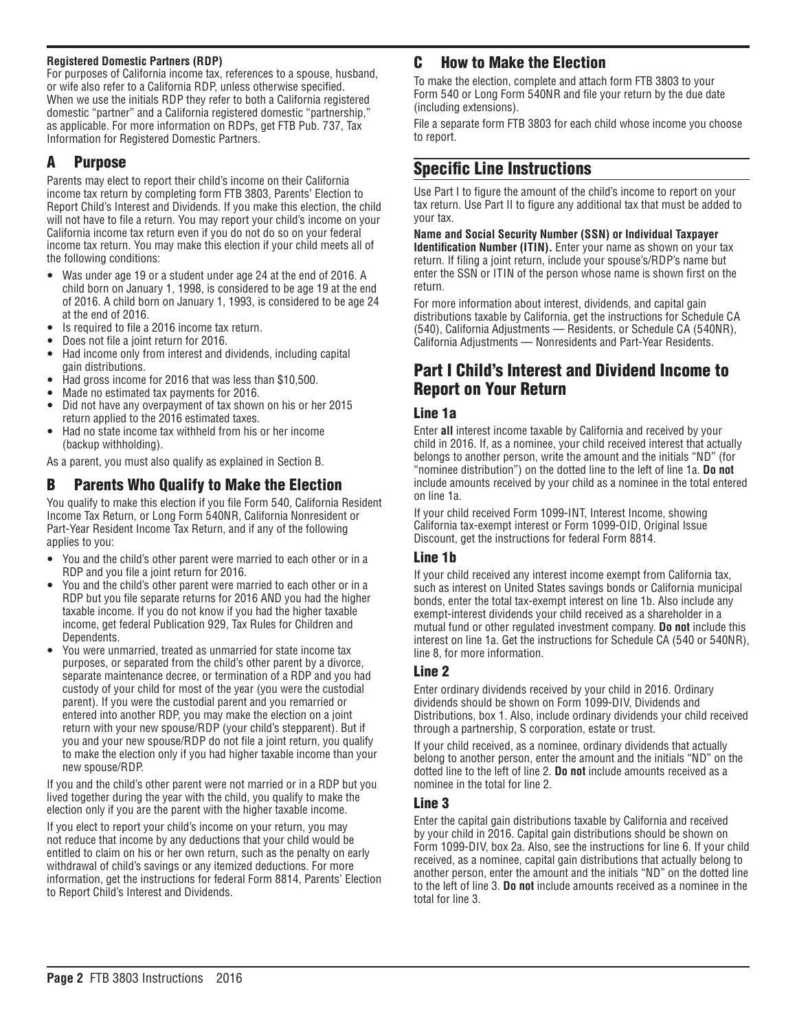**Registered Domestic Partners (RDP)**

For purposes of California income tax, references to a spouse, husband, or wife also refer to a California RDP, unless otherwise specified. When we use the initials RDP they refer to both a California registered domestic "partner" and a California registered domestic "partnership," as applicable. For more information on RDPs, get FTB Pub. 737, Tax Information for Registered Domestic Partners.

## A Purpose

Parents may elect to report their child's income on their California income tax return by completing form FTB 3803, Parents' Election to Report Child's Interest and Dividends. If you make this election, the child will not have to file a return. You may report your child's income on your California income tax return even if you do not do so on your federal income tax return. You may make this election if your child meets all of the following conditions:

- Was under age 19 or a student under age 24 at the end of 2016. A child born on January 1, 1998, is considered to be age 19 at the end of 2016. A child born on January 1, 1993, is considered to be age 24 at the end of 2016.
- Is required to file a 2016 income tax return.
- Does not file a joint return for 2016.
- Had income only from interest and dividends, including capital gain distributions.
- Had gross income for 2016 that was less than $10,500.
- Made no estimated tax payments for 2016.
- Did not have any overpayment of tax shown on his or her 2015 return applied to the 2016 estimated taxes.
- Had no state income tax withheld from his or her income (backup withholding).

As a parent, you must also qualify as explained in Section B.

## B Parents Who Qualify to Make the Election

You qualify to make this election if you file Form 540, California Resident Income Tax Return, or Long Form 540NR, California Nonresident or Part-Year Resident Income Tax Return, and if any of the following applies to you:

- You and the child's other parent were married to each other or in a RDP and you file a joint return for 2016.
- You and the child's other parent were married to each other or in a RDP but you file separate returns for 2016 AND you had the higher taxable income. If you do not know if you had the higher taxable income, get federal Publication 929, Tax Rules for Children and Dependents.
- You were unmarried, treated as unmarried for state income tax purposes, or separated from the child's other parent by a divorce, separate maintenance decree, or termination of a RDP and you had custody of your child for most of the year (you were the custodial parent). If you were the custodial parent and you remarried or entered into another RDP, you may make the election on a joint return with your new spouse/RDP (your child's stepparent). But if you and your new spouse/RDP do not file a joint return, you qualify to make the election only if you had higher taxable income than your new spouse/RDP.

If you and the child's other parent were not married or in a RDP but you lived together during the year with the child, you qualify to make the election only if you are the parent with the higher taxable income.

If you elect to report your child's income on your return, you may not reduce that income by any deductions that your child would be entitled to claim on his or her own return, such as the penalty on early withdrawal of child's savings or any itemized deductions. For more information, get the instructions for federal Form 8814, Parents' Election to Report Child's Interest and Dividends.

## C How to Make the Election

To make the election, complete and attach form FTB 3803 to your Form 540 or Long Form 540NR and file your return by the due date (including extensions).

File a separate form FTB 3803 for each child whose income you choose to report.

# Specific Line Instructions

Use Part I to figure the amount of the child's income to report on your tax return. Use Part II to figure any additional tax that must be added to your tax.

**Name and Social Security Number (SSN) or Individual Taxpayer Identification Number (ITIN).** Enter your name as shown on your tax return. If filing a joint return, include your spouse's/RDP's name but enter the SSN or ITIN of the person whose name is shown first on the return.

For more information about interest, dividends, and capital gain distributions taxable by California, get the instructions for Schedule CA (540), California Adjustments — Residents, or Schedule CA (540NR), California Adjustments — Nonresidents and Part-Year Residents.

## Part I Child's Interest and Dividend Income to Report on Your Return

### Line 1a

Enter **all** interest income taxable by California and received by your child in 2016. If, as a nominee, your child received interest that actually belongs to another person, write the amount and the initials "ND" (for "nominee distribution") on the dotted line to the left of line 1a. **Do not** include amounts received by your child as a nominee in the total entered on line 1a.

If your child received Form 1099-INT, Interest Income, showing California tax-exempt interest or Form 1099-OID, Original Issue Discount, get the instructions for federal Form 8814.

### Line 1b

If your child received any interest income exempt from California tax, such as interest on United States savings bonds or California municipal bonds, enter the total tax-exempt interest on line 1b. Also include any exempt-interest dividends your child received as a shareholder in a mutual fund or other regulated investment company. **Do not** include this interest on line 1a. Get the instructions for Schedule CA (540 or 540NR), line 8, for more information.

### Line 2

Enter ordinary dividends received by your child in 2016. Ordinary dividends should be shown on Form 1099-DIV, Dividends and Distributions, box 1. Also, include ordinary dividends your child received through a partnership, S corporation, estate or trust.

If your child received, as a nominee, ordinary dividends that actually belong to another person, enter the amount and the initials "ND" on the dotted line to the left of line 2. **Do not** include amounts received as a nominee in the total for line 2.

### Line 3

Enter the capital gain distributions taxable by California and received by your child in 2016. Capital gain distributions should be shown on Form 1099-DIV, box 2a. Also, see the instructions for line 6. If your child received, as a nominee, capital gain distributions that actually belong to another person, enter the amount and the initials "ND" on the dotted line to the left of line 3. **Do not** include amounts received as a nominee in the total for line 3.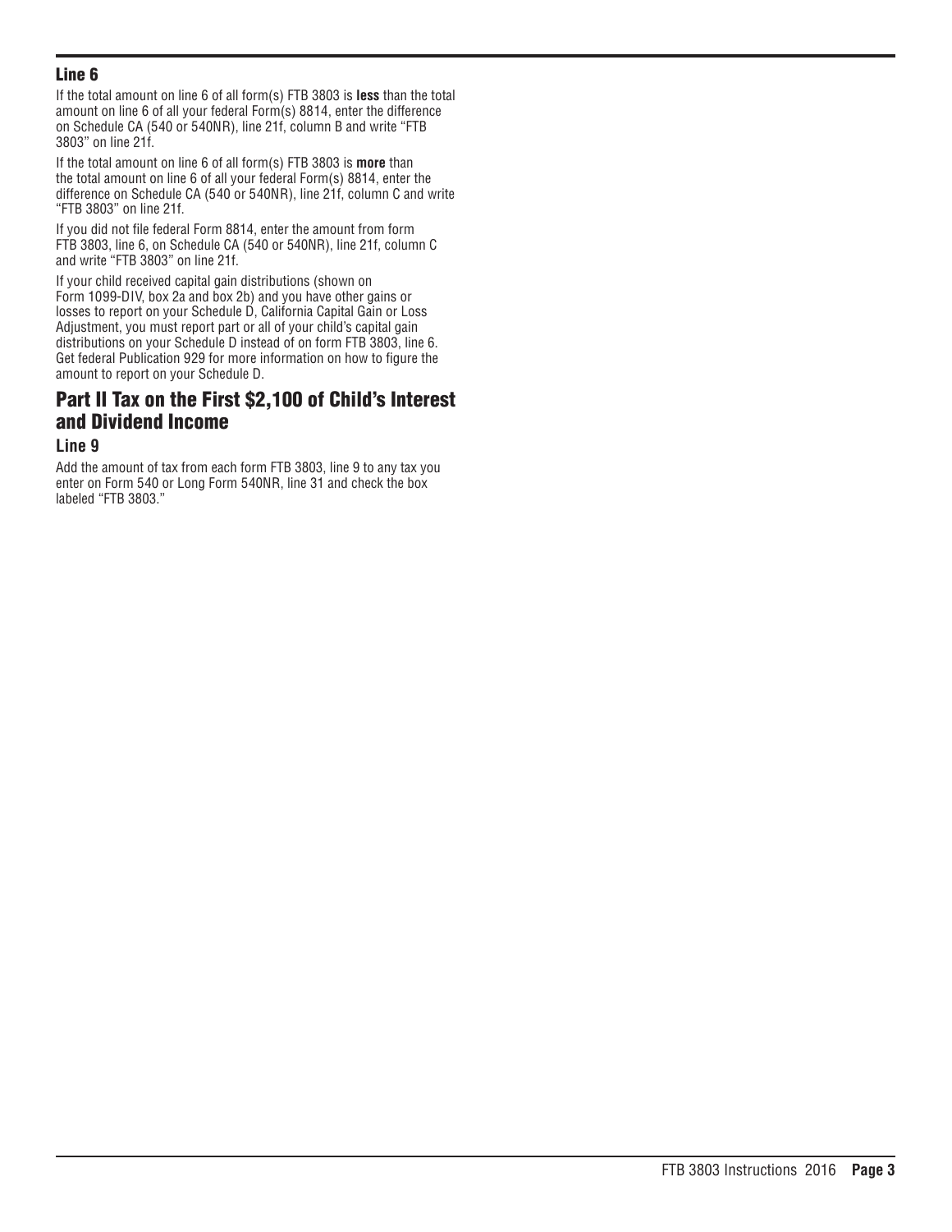### Line 6

If the total amount on line 6 of all form(s) FTB 3803 is **less** than the total amount on line 6 of all your federal Form(s) 8814, enter the difference on Schedule CA (540 or 540NR), line 21f, column B and write "FTB 3803" on line 21f.

If the total amount on line 6 of all form(s) FTB 3803 is **more** than the total amount on line 6 of all your federal Form(s) 8814, enter the difference on Schedule CA (540 or 540NR), line 21f, column C and write "FTB 3803" on line 21f.

If you did not file federal Form 8814, enter the amount from form FTB 3803, line 6, on Schedule CA (540 or 540NR), line 21f, column C and write "FTB 3803" on line 21f.

If your child received capital gain distributions (shown on Form 1099-DIV, box 2a and box 2b) and you have other gains or losses to report on your Schedule D, California Capital Gain or Loss Adjustment, you must report part or all of your child's capital gain distributions on your Schedule D instead of on form FTB 3803, line 6. Get federal Publication 929 for more information on how to figure the amount to report on your Schedule D.

## Part II Tax on the First $2,100 of Child's Interest and Dividend Income

### Line 9

Add the amount of tax from each form FTB 3803, line 9 to any tax you enter on Form 540 or Long Form 540NR, line 31 and check the box labeled "FTB 3803."